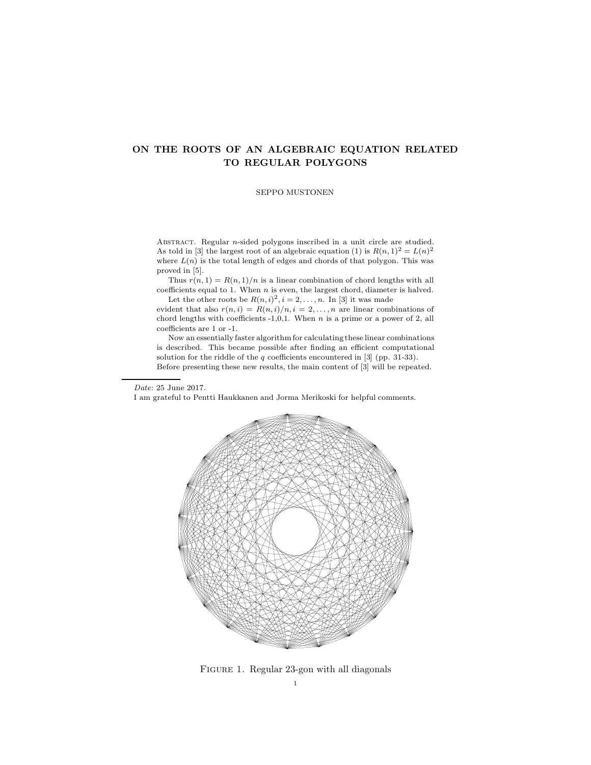# ON THE ROOTS OF AN ALGEBRAIC EQUATION RELATED TO REGULAR POLYGONS

SEPPO MUSTONEN

Abstract. Regular $n$-sided polygons inscribed in a unit circle are studied. As told in [3] the largest root of an algebraic equation (1) is $R(n,1)^2 = L(n)^2$ where $L(n)$ is the total length of edges and chords of that polygon. This was proved in [5].

Thus $r(n,1) = R(n,1)/n$ is a linear combination of chord lengths with all coefficients equal to 1. When $n$ is even, the largest chord, diameter is halved.

Let the other roots be $R(n,i)^2, i = 2,\ldots,n$. In [3] it was made evident that also $r(n,i) = R(n,i)/n, i = 2,\ldots,n$ are linear combinations of chord lengths with coefficients -1,0,1. When $n$ is a prime or a power of 2, all coefficients are 1 or -1.

Now an essentially faster algorithm for calculating these linear combinations is described. This became possible after finding an efficient computational solution for the riddle of the $q$ coefficients encountered in [3] (pp. 31-33). Before presenting these new results, the main content of [3] will be repeated.

*Date*: 25 June 2017.

I am grateful to Pentti Haukkanen and Jorma Merikoski for helpful comments.

Figure 1. Regular 23-gon with all diagonals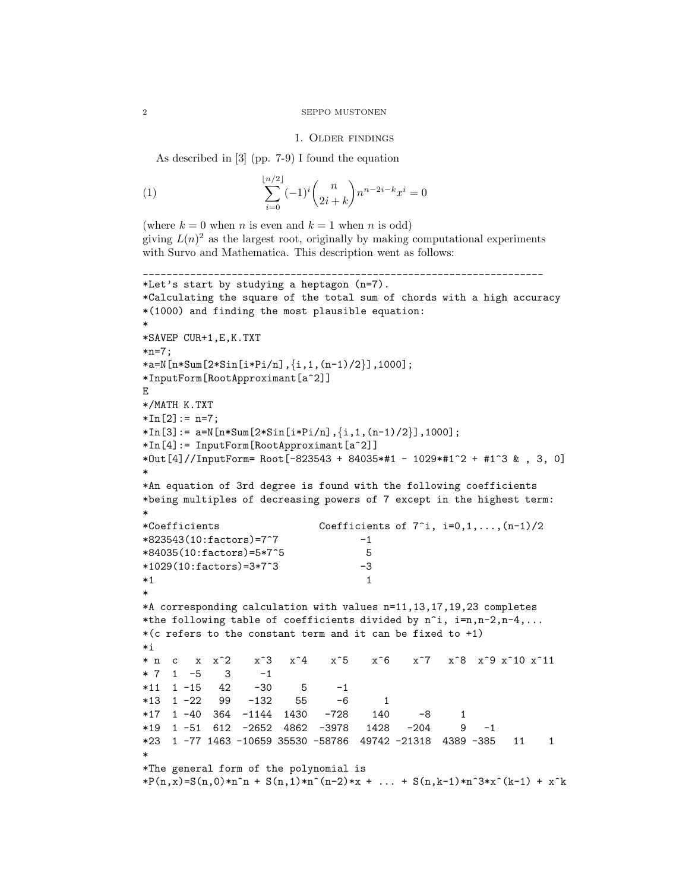## 1. Older findings

As described in [3] (pp. 7-9) I found the equation

$$\sum_{i=0}^{\lfloor n/2 \rfloor} (-1)^i \binom{n}{2i+k} n^{n-2i-k} x^i = 0 \tag{1}$$

(where $k = 0$ when $n$ is even and $k = 1$ when $n$ is odd)
giving $L(n)^2$ as the largest root, originally by making computational experiments with Survo and Mathematica. This description went as follows:

```
______________________________________________________________________
*Let's start by studying a heptagon (n=7).
*Calculating the square of the total sum of chords with a high accuracy
*(1000) and finding the most plausible equation:
*
*SAVEP CUR+1,E,K.TXT
*n=7;
*a=N[n*Sum[2*Sin[i*Pi/n],{i,1,(n-1)/2}],1000];
*InputForm[RootApproximant[a^2]]
E
*/MATH K.TXT
*In[2]:= n=7;
*In[3]:= a=N[n*Sum[2*Sin[i*Pi/n],{i,1,(n-1)/2}],1000];
*In[4]:= InputForm[RootApproximant[a^2]]
*Out[4]//InputForm= Root[-823543 + 84035*#1 - 1029*#1^2 + #1^3 & , 3, 0]
*
*An equation of 3rd degree is found with the following coefficients
*being multiples of decreasing powers of 7 except in the highest term:
*
*Coefficients                 Coefficients of 7^i, i=0,1,...,(n-1)/2
*823543(10:factors)=7^7              -1
*84035(10:factors)=5*7^5              5
*1029(10:factors)=3*7^3              -3
*1                                    1
*
*A corresponding calculation with values n=11,13,17,19,23 completes
*the following table of coefficients divided by n^i, i=n,n-2,n-4,...
*(c refers to the constant term and it can be fixed to +1)
*i
* n  c   x  x^2    x^3   x^4    x^5    x^6    x^7   x^8  x^9 x^10 x^11
* 7  1  -5    3     -1
*11  1 -15   42    -30     5     -1
*13  1 -22   99   -132    55     -6      1
*17  1 -40  364  -1144  1430   -728    140     -8     1
*19  1 -51  612  -2652  4862  -3978   1428   -204     9   -1
*23  1 -77 1463 -10659 35530 -58786  49742 -21318  4389 -385   11    1
*
*The general form of the polynomial is
*P(n,x)=S(n,0)*n^n + S(n,1)*n^(n-2)*x + ... + S(n,k-1)*n^3*x^(k-1) + x^k
```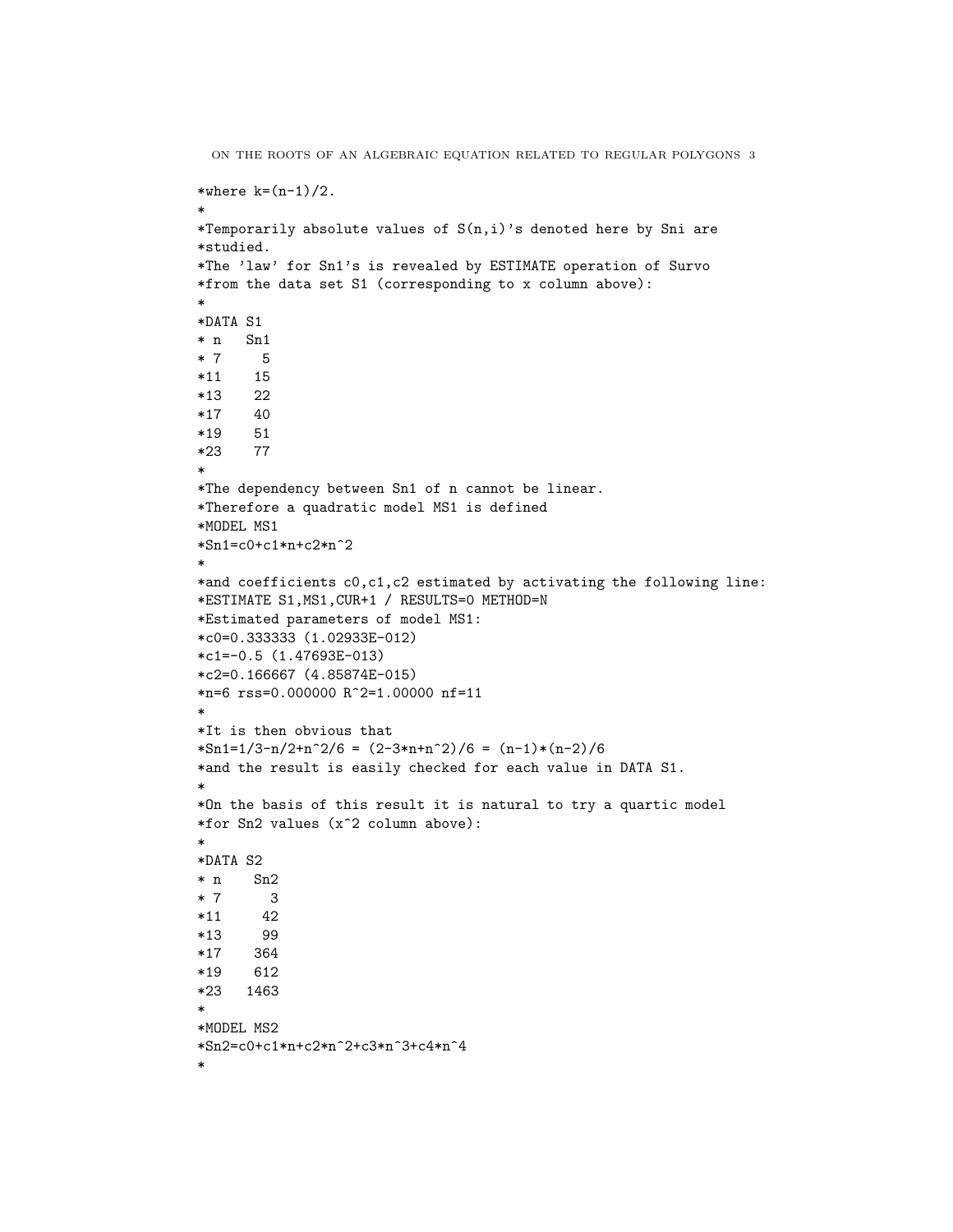```
*where k=(n-1)/2.
*
*Temporarily absolute values of S(n,i)'s denoted here by Sni are
*studied.
*The 'law' for Sn1's is revealed by ESTIMATE operation of Survo
*from the data set S1 (corresponding to x column above):
*
*DATA S1
* n   Sn1
* 7     5
*11    15
*13    22
*17    40
*19    51
*23    77
*
*The dependency between Sn1 of n cannot be linear.
*Therefore a quadratic model MS1 is defined
*MODEL MS1
*Sn1=c0+c1*n+c2*n^2
*
*and coefficients c0,c1,c2 estimated by activating the following line:
*ESTIMATE S1,MS1,CUR+1 / RESULTS=0 METHOD=N
*Estimated parameters of model MS1:
*c0=0.333333 (1.02933E-012)
*c1=-0.5 (1.47693E-013)
*c2=0.166667 (4.85874E-015)
*n=6 rss=0.000000 R^2=1.00000 nf=11
*
*It is then obvious that
*Sn1=1/3-n/2+n^2/6 = (2-3*n+n^2)/6 = (n-1)*(n-2)/6
*and the result is easily checked for each value in DATA S1.
*
*On the basis of this result it is natural to try a quartic model
*for Sn2 values (x^2 column above):
*
*DATA S2
* n    Sn2
* 7      3
*11     42
*13     99
*17    364
*19    612
*23   1463
*
*MODEL MS2
*Sn2=c0+c1*n+c2*n^2+c3*n^3+c4*n^4
*
```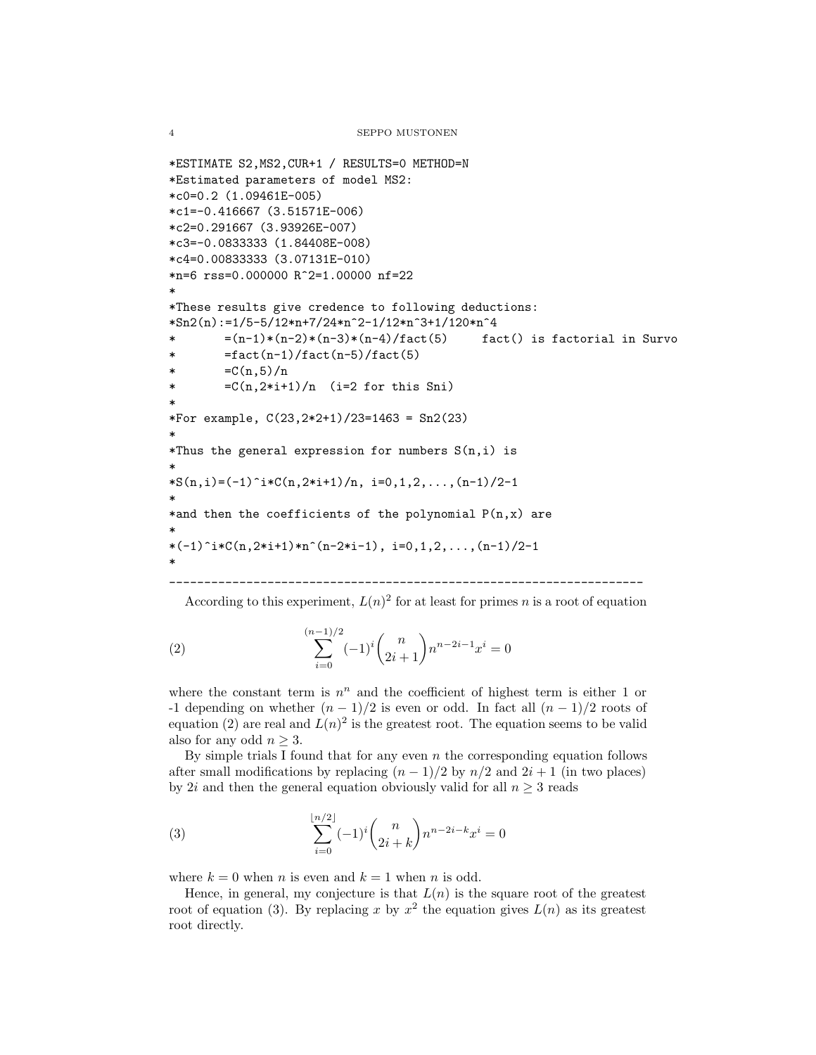```
*ESTIMATE S2,MS2,CUR+1 / RESULTS=0 METHOD=N
*Estimated parameters of model MS2:
*c0=0.2 (1.09461E-005)
*c1=-0.416667 (3.51571E-006)
*c2=0.291667 (3.93926E-007)
*c3=-0.0833333 (1.84408E-008)
*c4=0.00833333 (3.07131E-010)
*n=6 rss=0.000000 R^2=1.00000 nf=22
*
*These results give credence to following deductions:
*Sn2(n):=1/5-5/12*n+7/24*n^2-1/12*n^3+1/120*n^4
*       =(n-1)*(n-2)*(n-3)*(n-4)/fact(5)     fact() is factorial in Survo
*       =fact(n-1)/fact(n-5)/fact(5)
*       =C(n,5)/n
*       =C(n,2*i+1)/n  (i=2 for this Sni)
*
*For example, C(23,2*2+1)/23=1463 = Sn2(23)
*
*Thus the general expression for numbers S(n,i) is
*
*S(n,i)=(-1)^i*C(n,2*i+1)/n, i=0,1,2,...,(n-1)/2-1
*
*and then the coefficients of the polynomial P(n,x) are
*
*(-1)^i*C(n,2*i+1)*n^(n-2*i-1), i=0,1,2,...,(n-1)/2-1
*
--------------------------------------------------------------------
```

According to this experiment, $L(n)^2$ for at least for primes $n$ is a root of equation

$$\sum_{i=0}^{(n-1)/2} (-1)^i \binom{n}{2i+1} n^{n-2i-1} x^i = 0 \tag{2}$$

where the constant term is $n^n$ and the coefficient of highest term is either 1 or -1 depending on whether $(n-1)/2$ is even or odd. In fact all $(n-1)/2$ roots of equation (2) are real and $L(n)^2$ is the greatest root. The equation seems to be valid also for any odd $n \geq 3$.

By simple trials I found that for any even $n$ the corresponding equation follows after small modifications by replacing $(n-1)/2$ by $n/2$ and $2i+1$ (in two places) by $2i$ and then the general equation obviously valid for all $n \geq 3$ reads

$$\sum_{i=0}^{\lfloor n/2 \rfloor} (-1)^i \binom{n}{2i+k} n^{n-2i-k} x^i = 0 \tag{3}$$

where $k = 0$ when $n$ is even and $k = 1$ when $n$ is odd.

Hence, in general, my conjecture is that $L(n)$ is the square root of the greatest root of equation (3). By replacing $x$ by $x^2$ the equation gives $L(n)$ as its greatest root directly.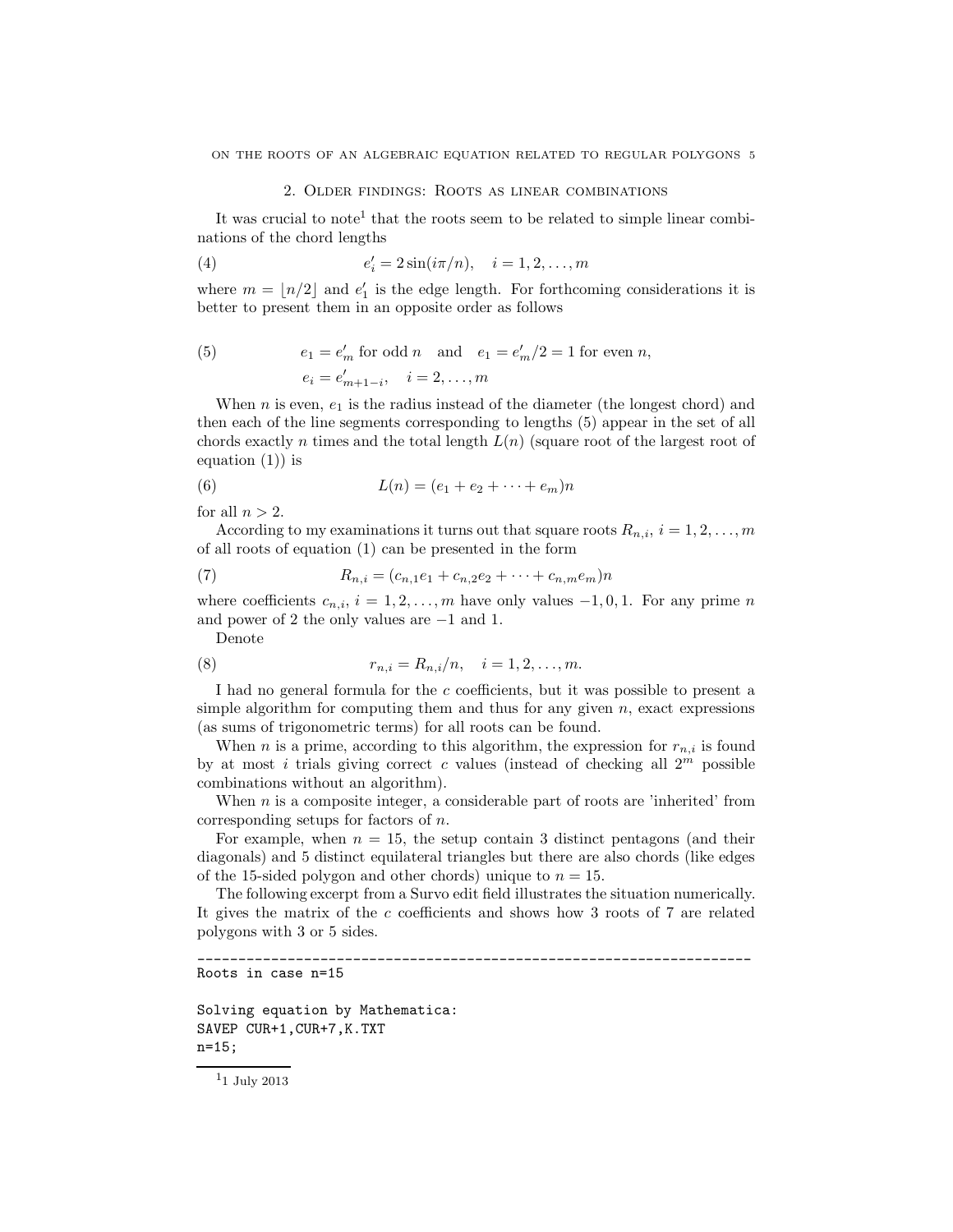## 2. Older findings: Roots as linear combinations

It was crucial to note[1] that the roots seem to be related to simple linear combinations of the chord lengths

$$e'_i = 2\sin(i\pi/n), \quad i = 1, 2, \ldots, m \tag{4}$$

where $m = \lfloor n/2 \rfloor$ and $e'_1$ is the edge length. For forthcoming considerations it is better to present them in an opposite order as follows

$$\begin{aligned} &e_1 = e'_m \text{ for odd } n \quad \text{and} \quad e_1 = e'_m/2 = 1 \text{ for even } n, \\ &e_i = e'_{m+1-i}, \quad i = 2, \ldots, m \end{aligned} \tag{5}$$

When $n$ is even, $e_1$ is the radius instead of the diameter (the longest chord) and then each of the line segments corresponding to lengths (5) appear in the set of all chords exactly $n$ times and the total length $L(n)$ (square root of the largest root of equation (1)) is

$$L(n) = (e_1 + e_2 + \cdots + e_m)n \tag{6}$$

for all $n > 2$.

According to my examinations it turns out that square roots $R_{n,i}$, $i = 1, 2, \ldots, m$ of all roots of equation (1) can be presented in the form

$$R_{n,i} = (c_{n,1}e_1 + c_{n,2}e_2 + \cdots + c_{n,m}e_m)n \tag{7}$$

where coefficients $c_{n,i}$, $i = 1, 2, \ldots, m$ have only values $-1, 0, 1$. For any prime $n$ and power of 2 the only values are $-1$ and $1$.

Denote

$$r_{n,i} = R_{n,i}/n, \quad i = 1, 2, \ldots, m. \tag{8}$$

I had no general formula for the $c$ coefficients, but it was possible to present a simple algorithm for computing them and thus for any given $n$, exact expressions (as sums of trigonometric terms) for all roots can be found.

When $n$ is a prime, according to this algorithm, the expression for $r_{n,i}$ is found by at most $i$ trials giving correct $c$ values (instead of checking all $2^m$ possible combinations without an algorithm).

When $n$ is a composite integer, a considerable part of roots are 'inherited' from corresponding setups for factors of $n$.

For example, when $n = 15$, the setup contain 3 distinct pentagons (and their diagonals) and 5 distinct equilateral triangles but there are also chords (like edges of the 15-sided polygon and other chords) unique to $n = 15$.

The following excerpt from a Survo edit field illustrates the situation numerically. It gives the matrix of the $c$ coefficients and shows how 3 roots of 7 are related polygons with 3 or 5 sides.

```
______________________________________________________________________
Roots in case n=15

Solving equation by Mathematica:
SAVEP CUR+1,CUR+7,K.TXT
n=15;
```

[1] 1 July 2013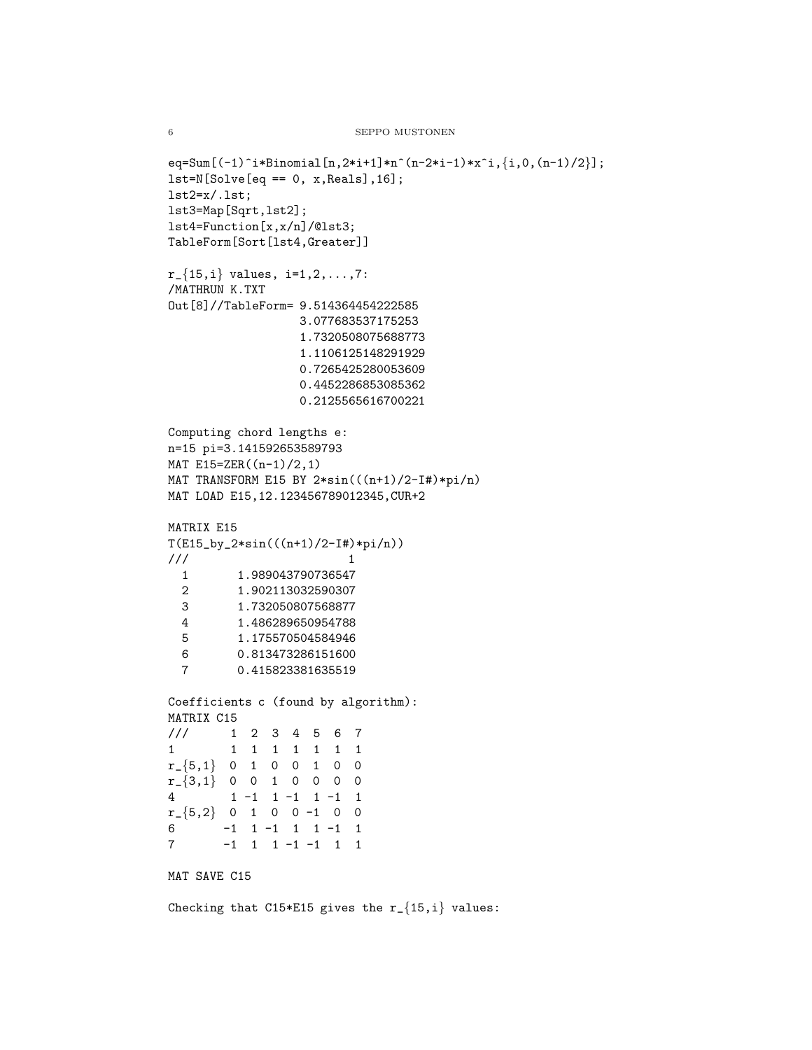```
eq=Sum[(-1)^i*Binomial[n,2*i+1]*n^(n-2*i-1)*x^i,{i,0,(n-1)/2}];
lst=N[Solve[eq == 0, x,Reals],16];
lst2=x/.lst;
lst3=Map[Sqrt,lst2];
lst4=Function[x,x/n]/@lst3;
TableForm[Sort[lst4,Greater]]

r_{15,i} values, i=1,2,...,7:
/MATHRUN K.TXT
Out[8]//TableForm= 9.514364454222585
                   3.077683537175253
                   1.7320508075688773
                   1.1106125148291929
                   0.7265425280053609
                   0.4452286853085362
                   0.2125565616700221

Computing chord lengths e:
n=15 pi=3.141592653589793
MAT E15=ZER((n-1)/2,1)
MAT TRANSFORM E15 BY 2*sin(((n+1)/2-I#)*pi/n)
MAT LOAD E15,12.123456789012345,CUR+2

MATRIX E15
T(E15_by_2*sin(((n+1)/2-I#)*pi/n))
///                     1
  1       1.989043790736547
  2       1.902113032590307
  3       1.732050807568877
  4       1.486289650954788
  5       1.175570504584946
  6       0.813473286151600
  7       0.415823381635519

Coefficients c (found by algorithm):
MATRIX C15
///      1  2  3  4  5  6  7
1        1  1  1  1  1  1  1
r_{5,1}  0  1  0  0  1  0  0
r_{3,1}  0  0  1  0  0  0  0
4        1 -1  1 -1  1 -1  1
r_{5,2}  0  1  0  0 -1  0  0
6       -1  1 -1  1  1 -1  1
7       -1  1  1 -1 -1  1  1

MAT SAVE C15

Checking that C15*E15 gives the r_{15,i} values:
```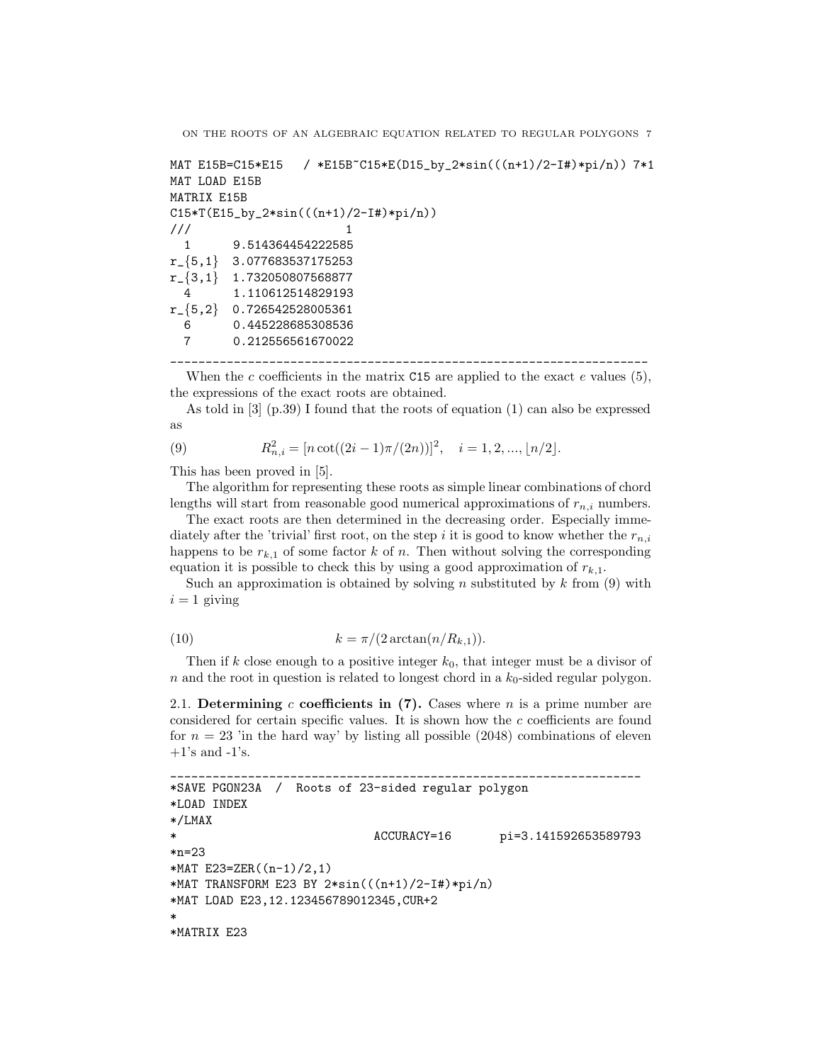```
MAT E15B=C15*E15   / *E15B~C15*E(D15_by_2*sin(((n+1)/2-I#)*pi/n)) 7*1
MAT LOAD E15B
MATRIX E15B
C15*T(E15_by_2*sin(((n+1)/2-I#)*pi/n))
///                        1
  1      9.514364454222585
r_{5,1}  3.077683537175253
r_{3,1}  1.732050807568877
  4      1.110612514829193
r_{5,2}  0.726542528005361
  6      0.445228685308536
  7      0.212556561670022
--------------------------------------------------------------------
```

When the $c$ coefficients in the matrix C15 are applied to the exact $e$ values (5), the expressions of the exact roots are obtained.

As told in [3] (p.39) I found that the roots of equation (1) can also be expressed as

$$R_{n,i}^2 = [n \cot((2i-1)\pi/(2n))]^2, \quad i = 1, 2, ..., \lfloor n/2 \rfloor. \tag{9}$$

This has been proved in [5].

The algorithm for representing these roots as simple linear combinations of chord lengths will start from reasonable good numerical approximations of $r_{n,i}$ numbers.

The exact roots are then determined in the decreasing order. Especially immediately after the 'trivial' first root, on the step $i$ it is good to know whether the $r_{n,i}$ happens to be $r_{k,1}$ of some factor $k$ of $n$. Then without solving the corresponding equation it is possible to check this by using a good approximation of $r_{k,1}$.

Such an approximation is obtained by solving $n$ substituted by $k$ from (9) with $i = 1$ giving

$$k = \pi/(2 \arctan(n/R_{k,1})). \tag{10}$$

Then if $k$ close enough to a positive integer $k_0$, that integer must be a divisor of $n$ and the root in question is related to longest chord in a $k_0$-sided regular polygon.

**2.1. Determining $c$ coefficients in (7).** Cases where $n$ is a prime number are considered for certain specific values. It is shown how the $c$ coefficients are found for $n = 23$ 'in the hard way' by listing all possible (2048) combinations of eleven +1's and -1's.

```
--------------------------------------------------------------------
*SAVE PGON23A  /  Roots of 23-sided regular polygon
*LOAD INDEX
*/LMAX
*                            ACCURACY=16       pi=3.141592653589793
*n=23
*MAT E23=ZER((n-1)/2,1)
*MAT TRANSFORM E23 BY 2*sin(((n+1)/2-I#)*pi/n)
*MAT LOAD E23,12.123456789012345,CUR+2
*
*MATRIX E23
```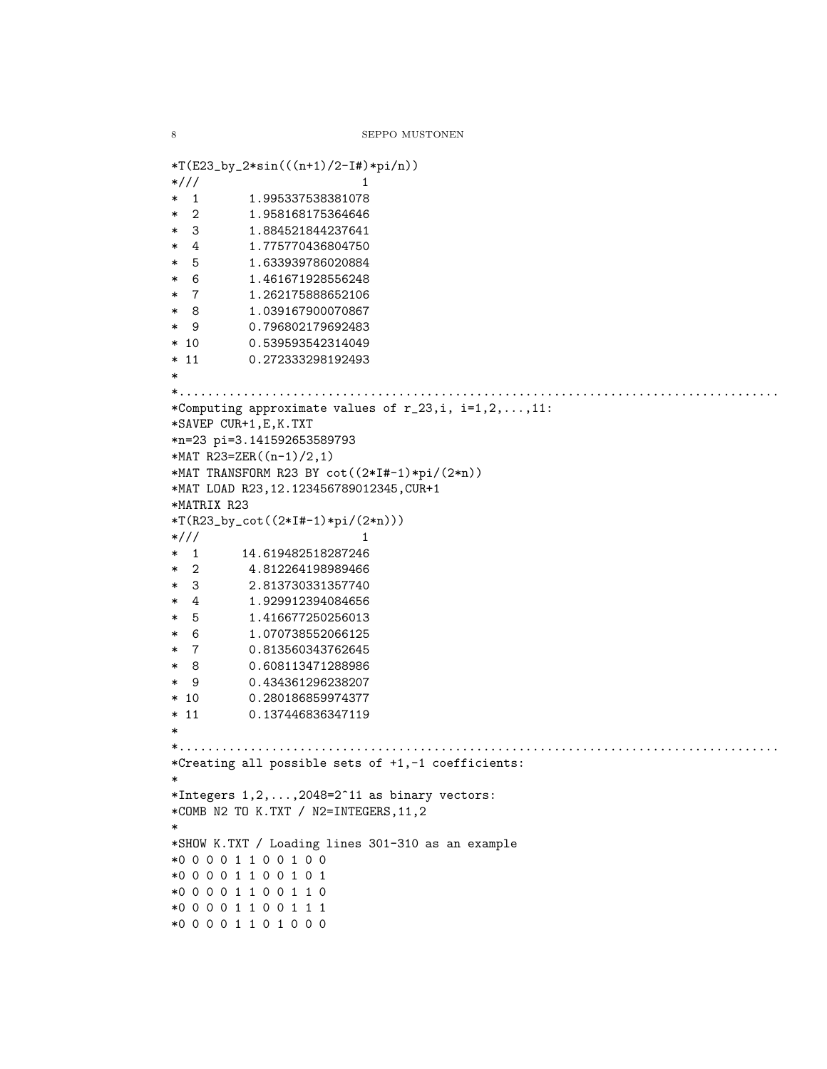```
*T(E23_by_2*sin(((n+1)/2-I#)*pi/n))
*///                    1
*  1       1.995337538381078
*  2       1.958168175364646
*  3       1.884521844237641
*  4       1.775770436804750
*  5       1.633939786020884
*  6       1.461671928556248
*  7       1.262175888652106
*  8       1.039167900070867
*  9       0.796802179692483
* 10       0.539593542314049
* 11       0.272333298192493
*
*................................................................................
*Computing approximate values of r_23,i, i=1,2,...,11:
*SAVEP CUR+1,E,K.TXT
*n=23 pi=3.141592653589793
*MAT R23=ZER((n-1)/2,1)
*MAT TRANSFORM R23 BY cot((2*I#-1)*pi/(2*n))
*MAT LOAD R23,12.123456789012345,CUR+1
*MATRIX R23
*T(R23_by_cot((2*I#-1)*pi/(2*n)))
*///                    1
*  1      14.619482518287246
*  2       4.812264198989466
*  3       2.813730331357740
*  4       1.929912394084656
*  5       1.416677250256013
*  6       1.070738552066125
*  7       0.813560343762645
*  8       0.608113471288986
*  9       0.434361296238207
* 10       0.280186859974377
* 11       0.137446836347119
*
*................................................................................
*Creating all possible sets of +1,-1 coefficients:
*
*Integers 1,2,...,2048=2^11 as binary vectors:
*COMB N2 TO K.TXT / N2=INTEGERS,11,2
*
*SHOW K.TXT / Loading lines 301-310 as an example
*0 0 0 0 1 1 0 0 1 0 0
*0 0 0 0 1 1 0 0 1 0 1
*0 0 0 0 1 1 0 0 1 1 0
*0 0 0 0 1 1 0 0 1 1 1
*0 0 0 0 1 1 0 1 0 0 0
```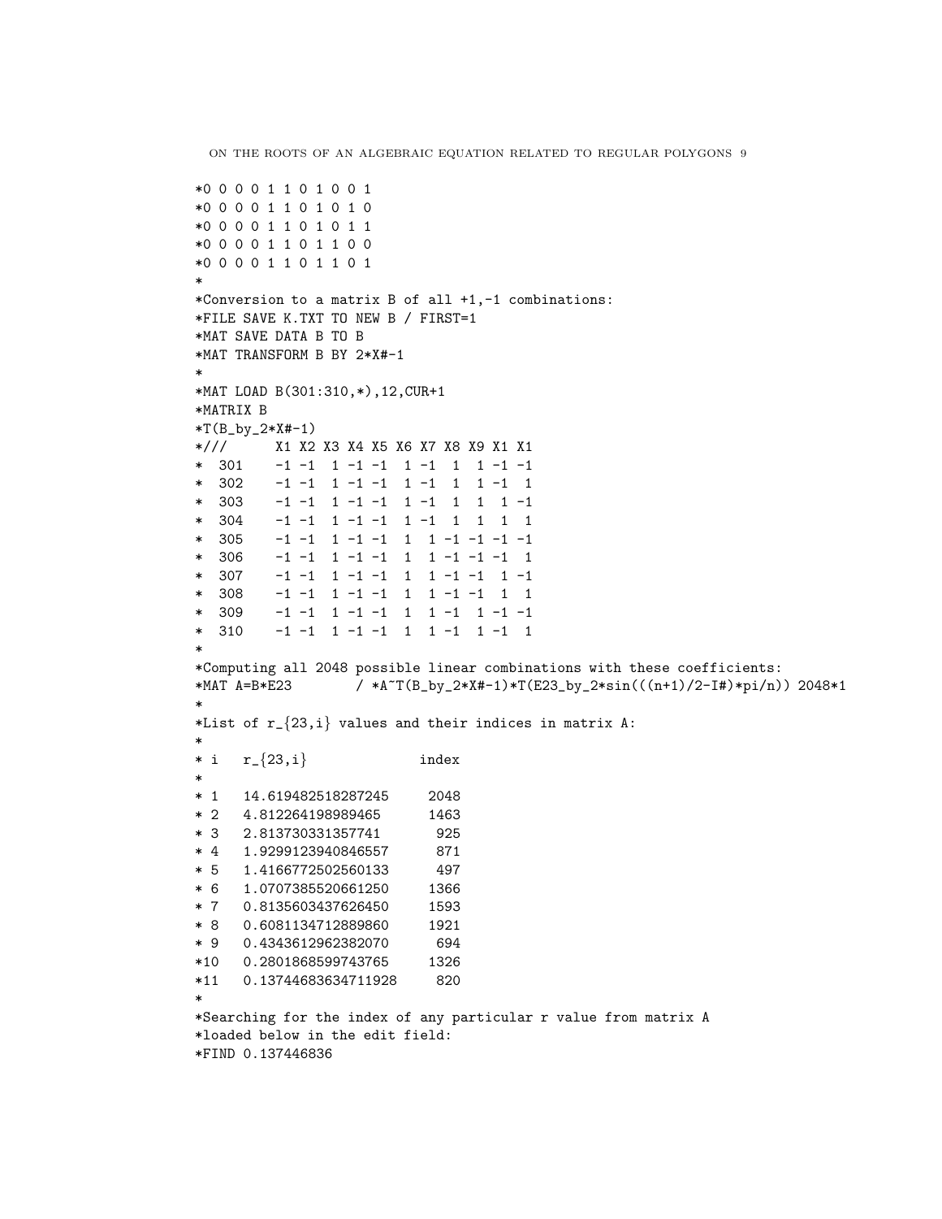```
*0 0 0 0 1 1 0 1 0 0 1
*0 0 0 0 1 1 0 1 0 1 0
*0 0 0 0 1 1 0 1 0 1 1
*0 0 0 0 1 1 0 1 1 0 0
*0 0 0 0 1 1 0 1 1 0 1
*
*Conversion to a matrix B of all +1,-1 combinations:
*FILE SAVE K.TXT TO NEW B / FIRST=1
*MAT SAVE DATA B TO B
*MAT TRANSFORM B BY 2*X#-1
*
*MAT LOAD B(301:310,*),12,CUR+1
*MATRIX B
*T(B_by_2*X#-1)
*///      X1 X2 X3 X4 X5 X6 X7 X8 X9 X1 X1
*  301    -1 -1  1 -1 -1  1 -1  1  1 -1 -1
*  302    -1 -1  1 -1 -1  1 -1  1  1 -1  1
*  303    -1 -1  1 -1 -1  1 -1  1  1  1 -1
*  304    -1 -1  1 -1 -1  1 -1  1  1  1  1
*  305    -1 -1  1 -1 -1  1  1 -1 -1 -1 -1
*  306    -1 -1  1 -1 -1  1  1 -1 -1 -1  1
*  307    -1 -1  1 -1 -1  1  1 -1 -1  1 -1
*  308    -1 -1  1 -1 -1  1  1 -1 -1  1  1
*  309    -1 -1  1 -1 -1  1  1 -1  1 -1 -1
*  310    -1 -1  1 -1 -1  1  1 -1  1 -1  1
*
*Computing all 2048 possible linear combinations with these coefficients:
*MAT A=B*E23       / *A~T(B_by_2*X#-1)*T(E23_by_2*sin(((n+1)/2-I#)*pi/n)) 2048*1
*
*List of r_{23,i} values and their indices in matrix A:
*
* i   r_{23,i}              index
*
* 1   14.619482518287245     2048
* 2   4.812264198989465      1463
* 3   2.813730331357741       925
* 4   1.9299123940846557      871
* 5   1.4166772502560133      497
* 6   1.0707385520661250     1366
* 7   0.8135603437626450     1593
* 8   0.6081134712889860     1921
* 9   0.4343612962382070      694
*10   0.2801868599743765     1326
*11   0.13744683634711928     820
*
*Searching for the index of any particular r value from matrix A
*loaded below in the edit field:
*FIND 0.137446836
```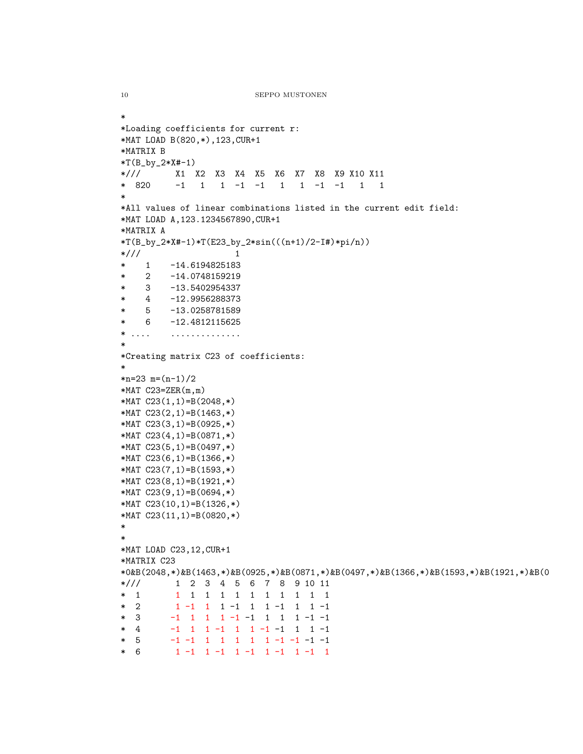```
*
*Loading coefficients for current r:
*MAT LOAD B(820,*),123,CUR+1
*MATRIX B
*T(B_by_2*X#-1)
*///       X1  X2  X3  X4  X5  X6  X7  X8  X9 X10 X11
*  820     -1   1   1  -1  -1   1   1  -1  -1   1   1
*
*All values of linear combinations listed in the current edit field:
*MAT LOAD A,123.1234567890,CUR+1
*MATRIX A
*T(B_by_2*X#-1)*T(E23_by_2*sin(((n+1)/2-I#)*pi/n))
*///                   1
*    1    -14.6194825183
*    2    -14.0748159219
*    3    -13.5402954337
*    4    -12.9956288373
*    5    -13.0258781589
*    6    -12.4812115625
* ....    ..............
*
*Creating matrix C23 of coefficients:
*
*n=23 m=(n-1)/2
*MAT C23=ZER(m,m)
*MAT C23(1,1)=B(2048,*)
*MAT C23(2,1)=B(1463,*)
*MAT C23(3,1)=B(0925,*)
*MAT C23(4,1)=B(0871,*)
*MAT C23(5,1)=B(0497,*)
*MAT C23(6,1)=B(1366,*)
*MAT C23(7,1)=B(1593,*)
*MAT C23(8,1)=B(1921,*)
*MAT C23(9,1)=B(0694,*)
*MAT C23(10,1)=B(1326,*)
*MAT C23(11,1)=B(0820,*)
*
*
*MAT LOAD C23,12,CUR+1
*MATRIX C23
*0&B(2048,*)&B(1463,*)&B(0925,*)&B(0871,*)&B(0497,*)&B(1366,*)&B(1593,*)&B(1921,*)&B(0
*///       1  2  3  4  5  6  7  8  9 10 11
*  1       1  1  1  1  1  1  1  1  1  1  1
*  2       1 -1  1  1 -1  1  1 -1  1  1 -1
*  3      -1  1  1  1 -1 -1  1  1  1 -1 -1
*  4      -1  1  1 -1  1  1 -1 -1  1  1 -1
*  5      -1 -1  1  1  1  1  1 -1 -1 -1 -1
*  6       1 -1  1 -1  1 -1  1 -1  1 -1  1
```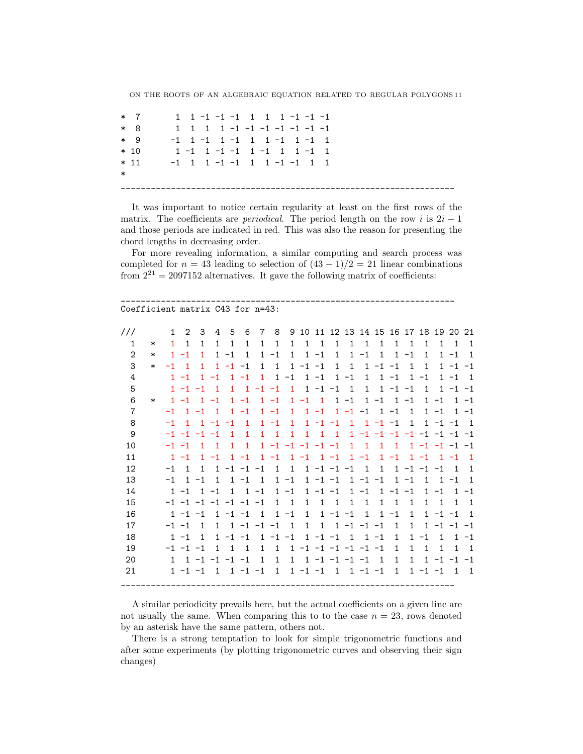```
*  7       1  1 -1 -1 -1  1  1  1 -1 -1 -1
*  8       1  1  1  1 -1 -1 -1 -1 -1 -1 -1
*  9      -1  1 -1  1 -1  1  1 -1  1 -1  1
* 10       1 -1  1 -1 -1  1 -1  1  1 -1  1
* 11      -1  1  1 -1 -1  1  1 -1 -1  1  1
*
--------------------------------------------------------------------
```

It was important to notice certain regularity at least on the first rows of the matrix. The coefficients are *periodical*. The period length on the row $i$ is $2i - 1$ and those periods are indicated in red. This was also the reason for presenting the chord lengths in decreasing order.

For more revealing information, a similar computing and search process was completed for $n = 43$ leading to selection of $(43 - 1)/2 = 21$ linear combinations from $2^{21} = 2097152$ alternatives. It gave the following matrix of coefficients:

```
--------------------------------------------------------------------
Coefficient matrix C43 for n=43:

///      1  2  3  4  5  6  7  8  9 10 11 12 13 14 15 16 17 18 19 20 21
  1   *  1  1  1  1  1  1  1  1  1  1  1  1  1  1  1  1  1  1  1  1  1
  2   *  1 -1  1  1 -1  1  1 -1  1  1 -1  1  1 -1  1  1 -1  1  1 -1  1
  3   * -1  1  1  1 -1 -1  1  1  1 -1 -1  1  1  1 -1 -1  1  1  1 -1 -1
  4      1 -1  1 -1  1 -1  1  1 -1  1 -1  1 -1  1  1 -1  1 -1  1 -1  1
  5      1 -1 -1  1  1  1 -1 -1  1  1 -1 -1  1  1  1 -1 -1  1  1 -1 -1
  6   *  1 -1  1 -1  1 -1  1 -1  1 -1  1  1 -1  1 -1  1 -1  1 -1  1 -1
  7     -1  1 -1  1  1 -1  1 -1  1  1 -1  1 -1 -1  1 -1  1  1 -1  1 -1
  8     -1  1  1 -1 -1  1  1 -1  1  1 -1 -1  1  1 -1 -1  1  1 -1 -1  1
  9     -1 -1 -1 -1  1  1  1  1  1  1  1  1  1 -1 -1 -1 -1 -1 -1 -1 -1
 10     -1 -1  1  1  1  1  1 -1 -1 -1 -1 -1  1  1  1  1  1 -1 -1 -1 -1
 11      1 -1  1 -1  1 -1  1 -1  1 -1  1 -1  1 -1  1 -1  1 -1  1 -1  1
 12     -1  1  1  1 -1 -1 -1  1  1  1 -1 -1 -1  1  1  1 -1 -1 -1  1  1
 13     -1  1 -1  1  1 -1  1  1 -1  1 -1 -1  1 -1 -1  1 -1  1  1 -1  1
 14      1 -1  1 -1  1  1 -1  1 -1  1 -1 -1  1 -1  1 -1 -1  1 -1  1 -1
 15     -1 -1 -1 -1 -1 -1 -1  1  1  1  1  1  1  1  1  1  1  1  1  1  1
 16      1 -1 -1  1 -1 -1  1  1 -1  1  1 -1 -1  1  1 -1  1  1 -1 -1  1
 17     -1 -1  1  1  1 -1 -1 -1  1  1  1  1 -1 -1 -1  1  1  1 -1 -1 -1
 18      1 -1  1  1 -1 -1  1 -1 -1  1 -1 -1  1  1 -1  1  1 -1  1  1 -1
 19     -1 -1 -1  1  1  1  1  1  1 -1 -1 -1 -1 -1 -1  1  1  1  1  1  1
 20      1  1 -1 -1 -1 -1  1  1  1  1 -1 -1 -1 -1  1  1  1  1 -1 -1 -1
 21      1 -1 -1  1  1 -1 -1  1  1 -1 -1  1  1 -1 -1  1  1 -1 -1  1  1
--------------------------------------------------------------------
```

A similar periodicity prevails here, but the actual coefficients on a given line are not usually the same. When comparing this to to the case $n = 23$, rows denoted by an asterisk have the same pattern, others not.

There is a strong temptation to look for simple trigonometric functions and after some experiments (by plotting trigonometric curves and observing their sign changes)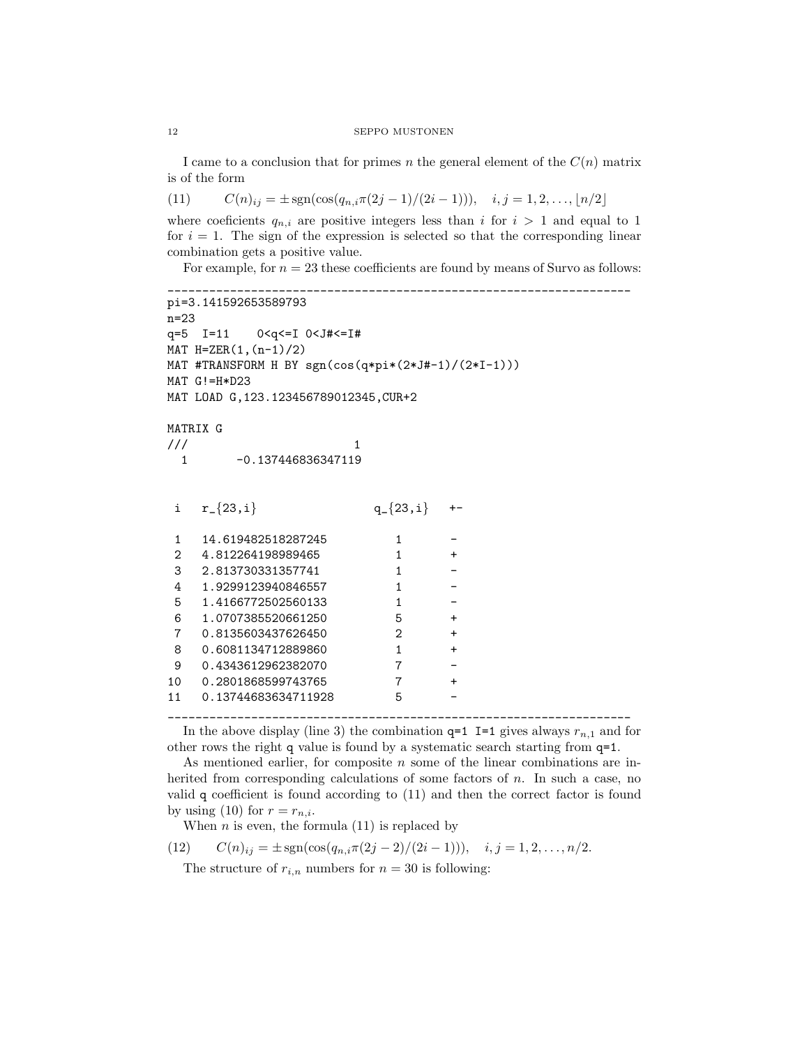I came to a conclusion that for primes $n$ the general element of the $C(n)$ matrix is of the form

$$C(n)_{ij} = \pm\,\mathrm{sgn}(\cos(q_{n,i}\pi(2j-1)/(2i-1))), \quad i,j = 1,2,\ldots,\lfloor n/2\rfloor \tag{11}$$

where coeficients $q_{n,i}$ are positive integers less than $i$ for $i > 1$ and equal to 1 for $i = 1$. The sign of the expression is selected so that the corresponding linear combination gets a positive value.

For example, for $n = 23$ these coefficients are found by means of Survo as follows:

```
____________________________________________________________________
pi=3.141592653589793
n=23
q=5  I=11    0<q<=I 0<J#<=I#
MAT H=ZER(1,(n-1)/2)
MAT #TRANSFORM H BY sgn(cos(q*pi*(2*J#-1)/(2*I-1)))
MAT G!=H*D23
MAT LOAD G,123.123456789012345,CUR+2

MATRIX G
///                       1
  1       -0.137446836347119


 i   r_{23,i}                 q_{23,i}   +-

 1   14.619482518287245          1       -
 2   4.812264198989465           1       +
 3   2.813730331357741           1       -
 4   1.9299123940846557          1       -
 5   1.4166772502560133          1       -
 6   1.0707385520661250          5       +
 7   0.8135603437626450          2       +
 8   0.6081134712889860          1       +
 9   0.4343612962382070          7       -
10   0.2801868599743765          7       +
11   0.13744683634711928         5       -
____________________________________________________________________
```

In the above display (line 3) the combination `q=1 I=1` gives always $r_{n,1}$ and for other rows the right `q` value is found by a systematic search starting from `q=1`.

As mentioned earlier, for composite $n$ some of the linear combinations are inherited from corresponding calculations of some factors of $n$. In such a case, no valid `q` coefficient is found according to (11) and then the correct factor is found by using (10) for $r = r_{n,i}$.

When $n$ is even, the formula (11) is replaced by

$$C(n)_{ij} = \pm\,\mathrm{sgn}(\cos(q_{n,i}\pi(2j-2)/(2i-1))), \quad i,j = 1,2,\ldots,n/2. \tag{12}$$

The structure of $r_{i,n}$ numbers for $n = 30$ is following: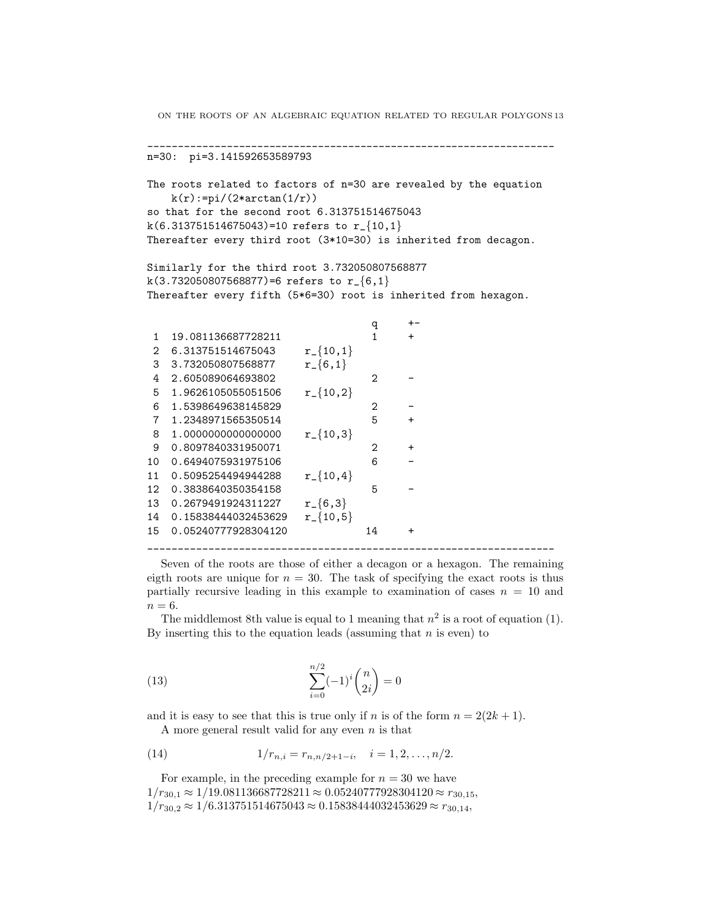```
--------------------------------------------------------------------
n=30:  pi=3.141592653589793

The roots related to factors of n=30 are revealed by the equation
    k(r):=pi/(2*arctan(1/r))
so that for the second root 6.313751514675043
k(6.313751514675043)=10 refers to r_{10,1}
Thereafter every third root (3*10=30) is inherited from decagon.

Similarly for the third root 3.732050807568877
k(3.732050807568877)=6 refers to r_{6,1}
Thereafter every fifth (5*6=30) root is inherited from hexagon.

                                            q     +-
 1  19.081136687728211                      1     +
 2  6.313751514675043     r_{10,1}
 3  3.732050807568877     r_{6,1}
 4  2.605089064693802                       2     -
 5  1.9626105055051506    r_{10,2}
 6  1.5398649638145829                      2     -
 7  1.2348971565350514                      5     +
 8  1.0000000000000000    r_{10,3}
 9  0.8097840331950071                      2     +
10  0.6494075931975106                      6     -
11  0.5095254494944288    r_{10,4}
12  0.3838640350354158                      5     -
13  0.2679491924311227    r_{6,3}
14  0.15838444032453629   r_{10,5}
15  0.05240777928304120                    14     +
--------------------------------------------------------------------
```

Seven of the roots are those of either a decagon or a hexagon. The remaining eigth roots are unique for $n = 30$. The task of specifying the exact roots is thus partially recursive leading in this example to examination of cases $n = 10$ and $n = 6$.

The middlemost 8th value is equal to 1 meaning that $n^2$ is a root of equation (1). By inserting this to the equation leads (assuming that $n$ is even) to

$$\sum_{i=0}^{n/2}(-1)^i\binom{n}{2i} = 0 \tag{13}$$

and it is easy to see that this is true only if $n$ is of the form $n = 2(2k+1)$.

A more general result valid for any even $n$ is that

$$1/r_{n,i} = r_{n,n/2+1-i}, \quad i = 1, 2, \ldots, n/2. \tag{14}$$

For example, in the preceding example for $n = 30$ we have
$1/r_{30,1} \approx 1/19.081136687728211 \approx 0.05240777928304120 \approx r_{30,15}$,
$1/r_{30,2} \approx 1/6.313751514675043 \approx 0.15838444032453629 \approx r_{30,14}$,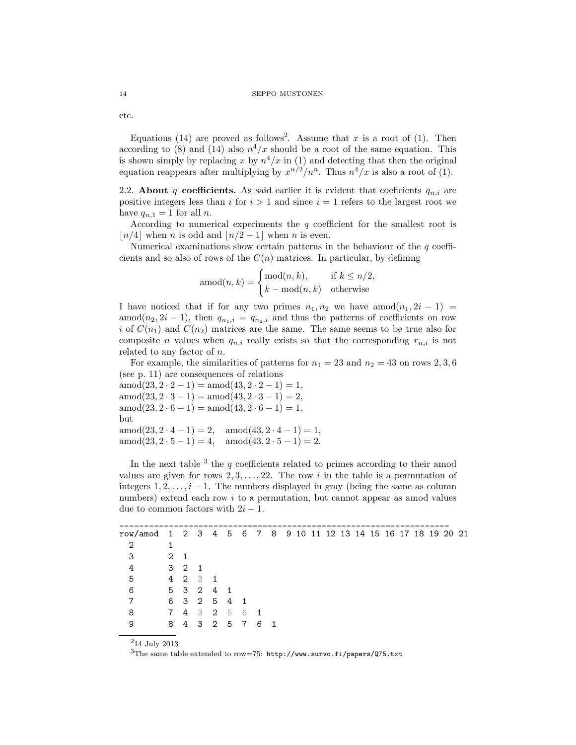etc.

Equations (14) are proved as follows[2]. Assume that $x$ is a root of (1). Then according to (8) and (14) also $n^4/x$ should be a root of the same equation. This is shown simply by replacing $x$ by $n^4/x$ in (1) and detecting that then the original equation reappears after multiplying by $x^{n/2}/n^n$. Thus $n^4/x$ is also a root of (1).

### 2.2. About $q$ coefficients.

As said earlier it is evident that coeficients $q_{n,i}$ are positive integers less than $i$ for $i > 1$ and since $i = 1$ refers to the largest root we have $q_{n,1} = 1$ for all $n$.

According to numerical experiments the $q$ coefficient for the smallest root is $\lfloor n/4 \rfloor$ when $n$ is odd and $\lfloor n/2 - 1 \rfloor$ when $n$ is even.

Numerical examinations show certain patterns in the behaviour of the $q$ coefficients and so also of rows of the $C(n)$ matrices. In particular, by defining

$$\text{amod}(n,k) = \begin{cases} \text{mod}(n,k), & \text{if } k \le n/2, \\ k - \text{mod}(n,k) & \text{otherwise} \end{cases}$$

I have noticed that if for any two primes $n_1, n_2$ we have $\text{amod}(n_1, 2i-1) = \text{amod}(n_2, 2i-1)$, then $q_{n_1,i} = q_{n_2,i}$ and thus the patterns of coefficients on row $i$ of $C(n_1)$ and $C(n_2)$ matrices are the same. The same seems to be true also for composite $n$ values when $q_{n,i}$ really exists so that the corresponding $r_{n,i}$ is not related to any factor of $n$.

For example, the similarities of patterns for $n_1 = 23$ and $n_2 = 43$ on rows 2, 3, 6 (see p. 11) are consequences of relations
$\text{amod}(23, 2 \cdot 2 - 1) = \text{amod}(43, 2 \cdot 2 - 1) = 1$,
$\text{amod}(23, 2 \cdot 3 - 1) = \text{amod}(43, 2 \cdot 3 - 1) = 2$,
$\text{amod}(23, 2 \cdot 6 - 1) = \text{amod}(43, 2 \cdot 6 - 1) = 1$,
but
$\text{amod}(23, 2 \cdot 4 - 1) = 2, \quad \text{amod}(43, 2 \cdot 4 - 1) = 1$,
$\text{amod}(23, 2 \cdot 5 - 1) = 4, \quad \text{amod}(43, 2 \cdot 5 - 1) = 2$.

In the next table [3] the $q$ coefficients related to primes according to their amod values are given for rows $2, 3, \ldots, 22$. The row $i$ in the table is a permutation of integers $1, 2, \ldots, i-1$. The numbers displayed in gray (being the same as column numbers) extend each row $i$ to a permutation, but cannot appear as amod values due to common factors with $2i - 1$.

```
--------------------------------------------------------------------
row/amod  1  2  3  4  5  6  7  8  9 10 11 12 13 14 15 16 17 18 19 20 21
  2       1
  3       2  1
  4       3  2  1
  5       4  2  3  1
  6       5  3  2  4  1
  7       6  3  2  5  4  1
  8       7  4  3  2  5  6  1
  9       8  4  3  2  5  7  6  1
```

[2] 14 July 2013

[3] The same table extended to row=75: http://www.survo.fi/papers/Q75.txt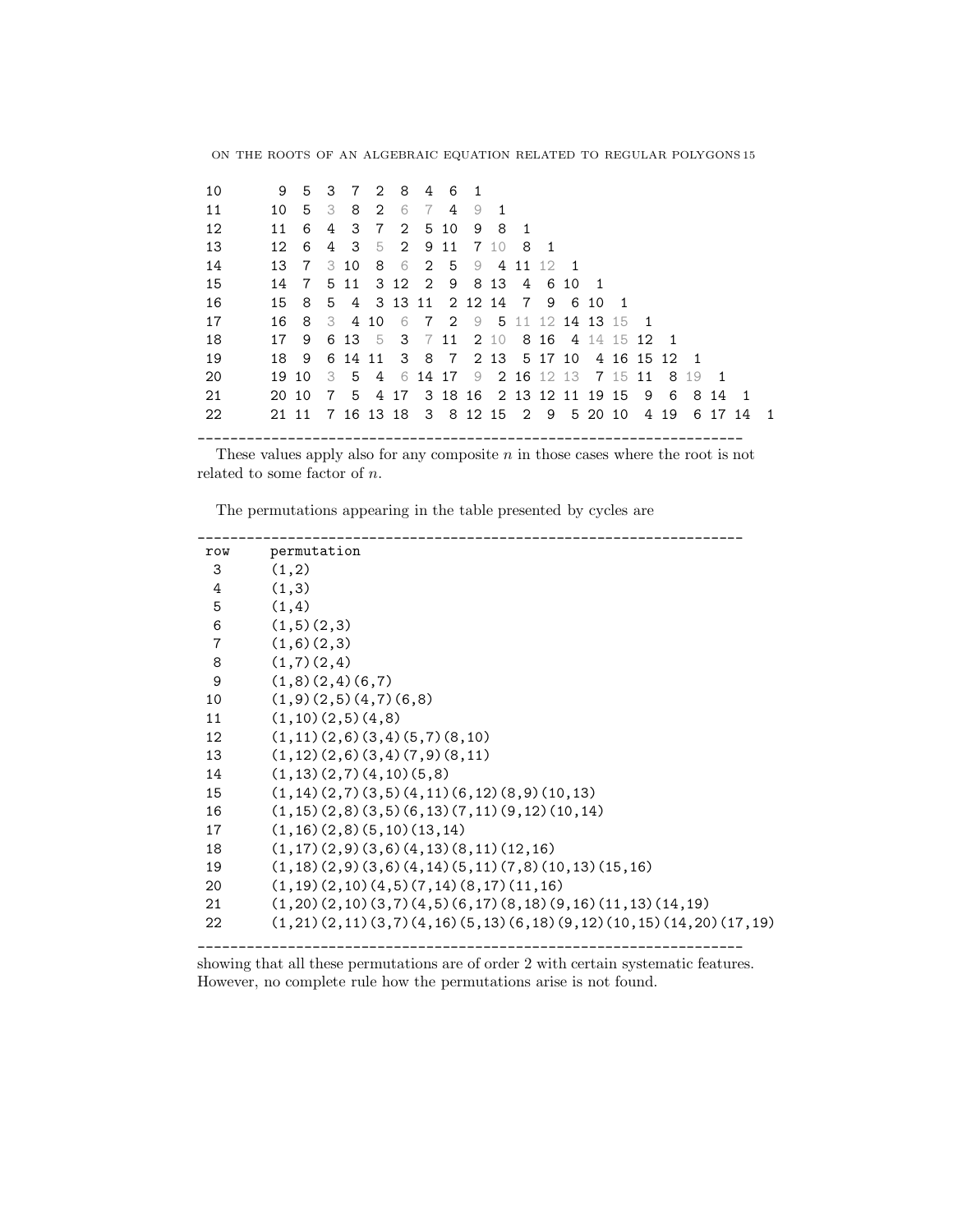| | | | | | | | | | | | | | | | | | | | | | |
|---|---|---|---|---|---|---|---|---|---|---|---|---|---|---|---|---|---|---|---|---|---|
| 10 | 9 | 5 | 3 | 7 | 2 | 8 | 4 | 6 | 1 | | | | | | | | | | | | |
| 11 | 10 | 5 | 3 | 8 | 2 | 6 | 7 | 4 | 9 | 1 | | | | | | | | | | | |
| 12 | 11 | 6 | 4 | 3 | 7 | 2 | 5 | 10 | 9 | 8 | 1 | | | | | | | | | | |
| 13 | 12 | 6 | 4 | 3 | 5 | 2 | 9 | 11 | 7 | 10 | 8 | 1 | | | | | | | | | |
| 14 | 13 | 7 | 3 | 10 | 8 | 6 | 2 | 5 | 9 | 4 | 11 | 12 | 1 | | | | | | | | |
| 15 | 14 | 7 | 5 | 11 | 3 | 12 | 2 | 9 | 8 | 13 | 4 | 6 | 10 | 1 | | | | | | | |
| 16 | 15 | 8 | 5 | 4 | 3 | 13 | 11 | 2 | 12 | 14 | 7 | 9 | 6 | 10 | 1 | | | | | | |
| 17 | 16 | 8 | 3 | 4 | 10 | 6 | 7 | 2 | 9 | 5 | 11 | 12 | 14 | 13 | 15 | 1 | | | | | |
| 18 | 17 | 9 | 6 | 13 | 5 | 3 | 7 | 11 | 2 | 10 | 8 | 16 | 4 | 14 | 15 | 12 | 1 | | | | |
| 19 | 18 | 9 | 6 | 14 | 11 | 3 | 8 | 7 | 2 | 13 | 5 | 17 | 10 | 4 | 16 | 15 | 12 | 1 | | | |
| 20 | 19 | 10 | 3 | 5 | 4 | 6 | 14 | 17 | 9 | 2 | 16 | 12 | 13 | 7 | 15 | 11 | 8 | 19 | 1 | | |
| 21 | 20 | 10 | 7 | 5 | 4 | 17 | 3 | 18 | 16 | 2 | 13 | 12 | 11 | 19 | 15 | 9 | 6 | 8 | 14 | 1 | |
| 22 | 21 | 11 | 7 | 16 | 13 | 18 | 3 | 8 | 12 | 15 | 2 | 9 | 5 | 20 | 10 | 4 | 19 | 6 | 17 | 14 | 1 |

These values apply also for any composite $n$ in those cases where the root is not related to some factor of $n$.

The permutations appearing in the table presented by cycles are

| row | permutation |
|---|---|
| 3 | (1,2) |
| 4 | (1,3) |
| 5 | (1,4) |
| 6 | (1,5)(2,3) |
| 7 | (1,6)(2,3) |
| 8 | (1,7)(2,4) |
| 9 | (1,8)(2,4)(6,7) |
| 10 | (1,9)(2,5)(4,7)(6,8) |
| 11 | (1,10)(2,5)(4,8) |
| 12 | (1,11)(2,6)(3,4)(5,7)(8,10) |
| 13 | (1,12)(2,6)(3,4)(7,9)(8,11) |
| 14 | (1,13)(2,7)(4,10)(5,8) |
| 15 | (1,14)(2,7)(3,5)(4,11)(6,12)(8,9)(10,13) |
| 16 | (1,15)(2,8)(3,5)(6,13)(7,11)(9,12)(10,14) |
| 17 | (1,16)(2,8)(5,10)(13,14) |
| 18 | (1,17)(2,9)(3,6)(4,13)(8,11)(12,16) |
| 19 | (1,18)(2,9)(3,6)(4,14)(5,11)(7,8)(10,13)(15,16) |
| 20 | (1,19)(2,10)(4,5)(7,14)(8,17)(11,16) |
| 21 | (1,20)(2,10)(3,7)(4,5)(6,17)(8,18)(9,16)(11,13)(14,19) |
| 22 | (1,21)(2,11)(3,7)(4,16)(5,13)(6,18)(9,12)(10,15)(14,20)(17,19) |

showing that all these permutations are of order 2 with certain systematic features. However, no complete rule how the permutations arise is not found.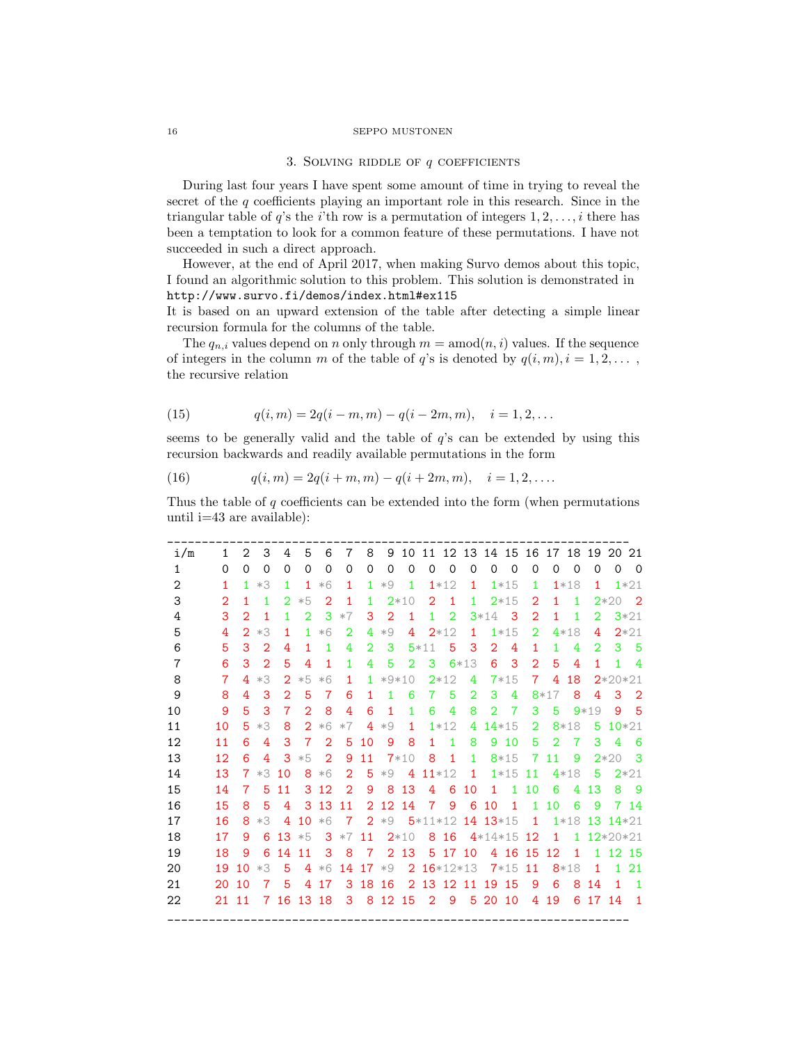### 3. Solving riddle of $q$ coefficients

During last four years I have spent some amount of time in trying to reveal the secret of the $q$ coefficients playing an important role in this research. Since in the triangular table of $q$'s the $i$'th row is a permutation of integers $1, 2, \ldots, i$ there has been a temptation to look for a common feature of these permutations. I have not succeeded in such a direct approach.

However, at the end of April 2017, when making Survo demos about this topic, I found an algorithmic solution to this problem. This solution is demonstrated in
`http://www.survo.fi/demos/index.html#ex115`
It is based on an upward extension of the table after detecting a simple linear recursion formula for the columns of the table.

The $q_{n,i}$ values depend on $n$ only through $m = \text{amod}(n, i)$ values. If the sequence of integers in the column $m$ of the table of $q$'s is denoted by $q(i, m), i = 1, 2, \ldots$ , the recursive relation

$$q(i, m) = 2q(i - m, m) - q(i - 2m, m), \quad i = 1, 2, \ldots \tag{15}$$

seems to be generally valid and the table of $q$'s can be extended by using this recursion backwards and readily available permutations in the form

$$q(i, m) = 2q(i + m, m) - q(i + 2m, m), \quad i = 1, 2, \ldots . \tag{16}$$

Thus the table of $q$ coefficients can be extended into the form (when permutations until i=43 are available):

| i/m | 1 | 2 | 3 | 4 | 5 | 6 | 7 | 8 | 9 | 10 | 11 | 12 | 13 | 14 | 15 | 16 | 17 | 18 | 19 | 20 | 21 |
|---|---|---|---|---|---|---|---|---|---|---|---|---|---|---|---|---|---|---|---|---|---|
| 1 | 0 | 0 | 0 | 0 | 0 | 0 | 0 | 0 | 0 | 0 | 0 | 0 | 0 | 0 | 0 | 0 | 0 | 0 | 0 | 0 | 0 |
| 2 | 1 | 1 | *3 | 1 | 1 | *6 | 1 | 1 | *9 | 1 | 1 | *12 | 1 | 1 | *15 | 1 | 1 | *18 | 1 | 1 | *21 |
| 3 | 2 | 1 | 1 | 2 | *5 | 2 | 1 | 1 | 2 | *10 | 2 | 1 | 1 | 2 | *15 | 2 | 1 | 1 | 2 | *20 | 2 |
| 4 | 3 | 2 | 1 | 1 | 2 | 3 | *7 | 3 | 2 | 1 | 1 | 2 | 3 | *14 | 3 | 2 | 1 | 1 | 2 | 3 | *21 |
| 5 | 4 | 2 | *3 | 1 | 1 | *6 | 2 | 4 | *9 | 4 | 2 | *12 | 1 | 1 | *15 | 2 | 4 | *18 | 4 | 2 | *21 |
| 6 | 5 | 3 | 2 | 4 | 1 | 1 | 4 | 2 | 3 | 5 | *11 | 5 | 3 | 2 | 4 | 1 | 1 | 4 | 2 | 3 | 5 |
| 7 | 6 | 3 | 2 | 5 | 4 | 1 | 1 | 4 | 5 | 2 | 3 | 6 | *13 | 6 | 3 | 2 | 5 | 4 | 1 | 1 | 4 |
| 8 | 7 | 4 | *3 | 2 | *5 | *6 | 1 | 1 | *9 | *10 | 2 | *12 | 4 | 7 | *15 | 7 | 4 | 18 | 2 | *20 | *21 |
| 9 | 8 | 4 | 3 | 2 | 5 | 7 | 6 | 1 | 1 | 6 | 7 | 5 | 2 | 3 | 4 | 8 | *17 | 8 | 4 | 3 | 2 |
| 10 | 9 | 5 | 3 | 7 | 2 | 8 | 4 | 6 | 1 | 1 | 6 | 4 | 8 | 2 | 7 | 3 | 5 | 9 | *19 | 9 | 5 |
| 11 | 10 | 5 | *3 | 8 | 2 | *6 | *7 | 4 | *9 | 1 | 1 | *12 | 4 | 14 | *15 | 2 | 8 | *18 | 5 | 10 | *21 |
| 12 | 11 | 6 | 4 | 3 | 7 | 2 | 5 | 10 | 9 | 8 | 1 | 1 | 8 | 9 | 10 | 5 | 2 | 7 | 3 | 4 | 6 |
| 13 | 12 | 6 | 4 | 3 | *5 | 2 | 9 | 11 | 7 | *10 | 8 | 1 | 1 | 8 | *15 | 7 | 11 | 9 | 2 | *20 | 3 |
| 14 | 13 | 7 | *3 | 10 | 8 | *6 | 2 | 5 | *9 | 4 | 11 | *12 | 1 | 1 | *15 | 11 | 4 | *18 | 5 | 2 | *21 |
| 15 | 14 | 7 | 5 | 11 | 3 | 12 | 2 | 9 | 8 | 13 | 4 | 6 | 10 | 1 | 1 | 10 | 6 | 4 | 13 | 8 | 9 |
| 16 | 15 | 8 | 5 | 4 | 3 | 13 | 11 | 2 | 12 | 14 | 7 | 9 | 6 | 10 | 1 | 1 | 10 | 6 | 9 | 7 | 14 |
| 17 | 16 | 8 | *3 | 4 | 10 | *6 | 7 | 2 | *9 | 5 | *11 | *12 | 14 | 13 | *15 | 1 | 1 | *18 | 13 | 14 | *21 |
| 18 | 17 | 9 | 6 | 13 | *5 | 3 | *7 | 11 | 2 | *10 | 8 | 16 | 4 | *14 | *15 | 12 | 1 | 1 | 12 | *20 | *21 |
| 19 | 18 | 9 | 6 | 14 | 11 | 3 | 8 | 7 | 2 | 13 | 5 | 17 | 10 | 4 | 16 | 15 | 12 | 1 | 1 | 12 | 15 |
| 20 | 19 | 10 | *3 | 5 | 4 | *6 | 14 | 17 | *9 | 2 | 16 | *12 | *13 | 7 | *15 | 11 | 8 | *18 | 1 | 1 | 21 |
| 21 | 20 | 10 | 7 | 5 | 4 | 17 | 3 | 18 | 16 | 2 | 13 | 12 | 11 | 19 | 15 | 9 | 6 | 8 | 14 | 1 | 1 |
| 22 | 21 | 11 | 7 | 16 | 13 | 18 | 3 | 8 | 12 | 15 | 2 | 9 | 5 | 20 | 10 | 4 | 19 | 6 | 17 | 14 | 1 |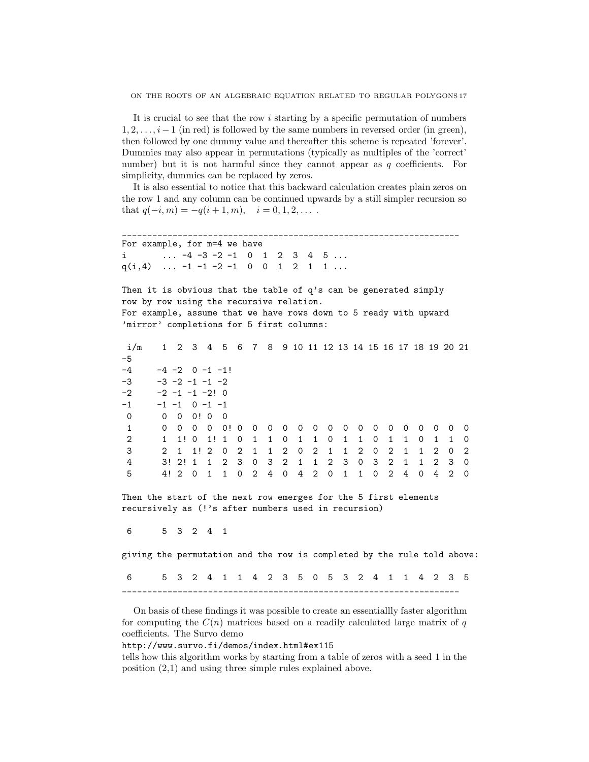It is crucial to see that the row $i$ starting by a specific permutation of numbers $1, 2, \ldots, i-1$ (in red) is followed by the same numbers in reversed order (in green), then followed by one dummy value and thereafter this scheme is repeated 'forever'. Dummies may also appear in permutations (typically as multiples of the 'correct' number) but it is not harmful since they cannot appear as $q$ coefficients. For simplicity, dummies can be replaced by zeros.

It is also essential to notice that this backward calculation creates plain zeros on the row 1 and any column can be continued upwards by a still simpler recursion so that $q(-i, m) = -q(i+1, m), \quad i = 0, 1, 2, \ldots$ .

```
--------------------------------------------------------------------
For example, for m=4 we have
i       ... -4 -3 -2 -1  0  1  2  3  4  5 ...
q(i,4)  ... -1 -1 -2 -1  0  0  1  2  1  1 ...

Then it is obvious that the table of q's can be generated simply
row by row using the recursive relation.
For example, assume that we have rows down to 5 ready with upward
'mirror' completions for 5 first columns:

 i/m    1  2  3  4  5  6  7  8  9 10 11 12 13 14 15 16 17 18 19 20 21
-5
-4     -4 -2  0 -1 -1!
-3     -3 -2 -1 -1 -2
-2     -2 -1 -1 -2! 0
-1     -1 -1  0 -1 -1
 0      0  0  0! 0  0
 1      0  0  0  0  0! 0  0  0  0  0  0  0  0  0  0  0  0  0  0  0  0
 2      1  1! 0  1! 1  0  1  1  0  1  1  0  1  1  0  1  1  0  1  1  0
 3      2  1  1! 2  0  2  1  1  2  0  2  1  1  2  0  2  1  1  2  0  2
 4      3! 2! 1  1  2  3  0  3  2  1  1  2  3  0  3  2  1  1  2  3  0
 5      4! 2  0  1  1  0  2  4  0  4  2  0  1  1  0  2  4  0  4  2  0

Then the start of the next row emerges for the 5 first elements
recursively as (!'s after numbers used in recursion)

 6      5  3  2  4  1

giving the permutation and the row is completed by the rule told above:

 6      5  3  2  4  1  1  4  2  3  5  0  5  3  2  4  1  1  4  2  3  5
--------------------------------------------------------------------
```

On basis of these findings it was possible to create an essentiallly faster algorithm for computing the $C(n)$ matrices based on a readily calculated large matrix of $q$ coefficients. The Survo demo

`http://www.survo.fi/demos/index.html#ex115`

tells how this algorithm works by starting from a table of zeros with a seed 1 in the position (2,1) and using three simple rules explained above.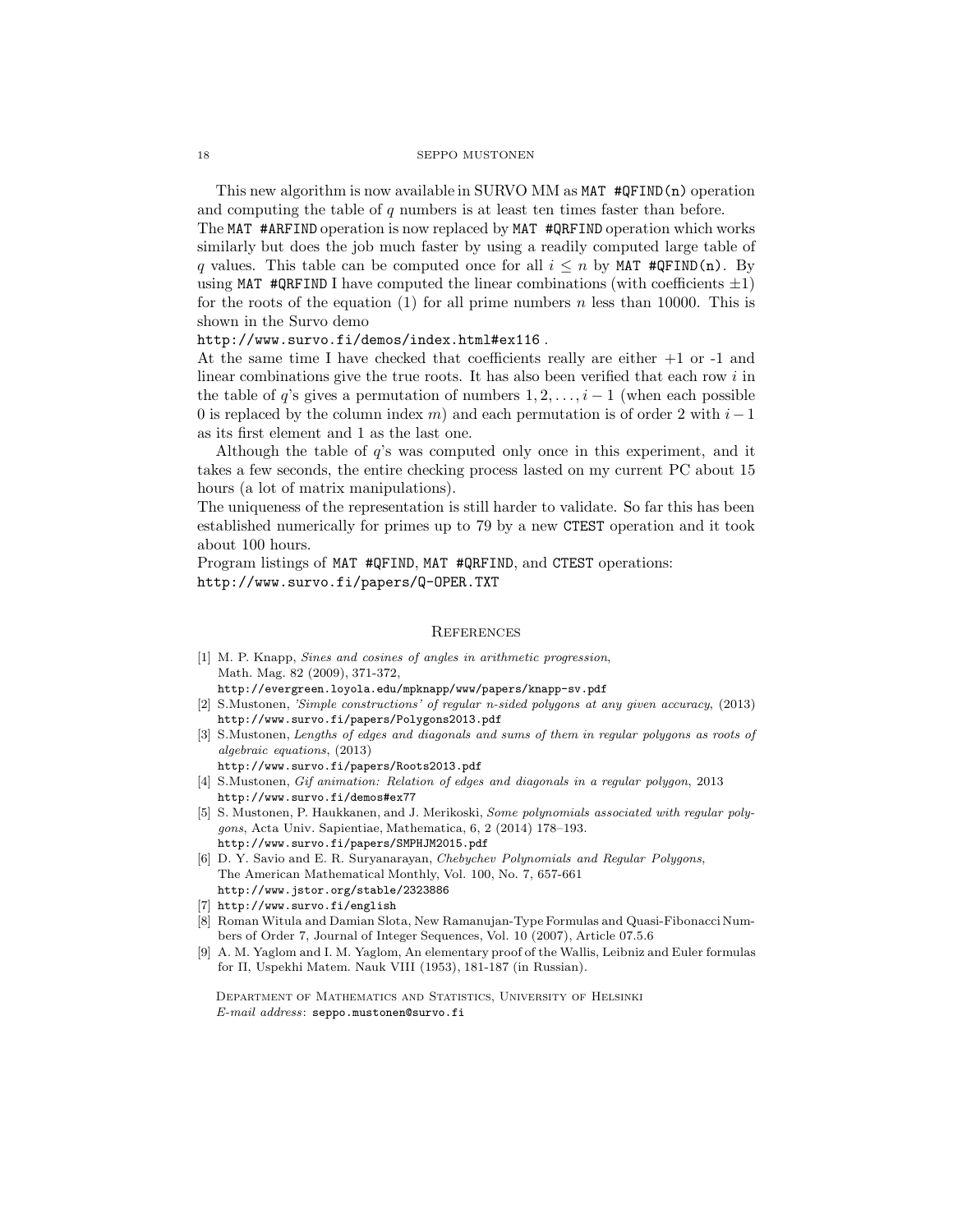This new algorithm is now available in SURVO MM as `MAT #QFIND(n)` operation and computing the table of $q$ numbers is at least ten times faster than before.
The `MAT #ARFIND` operation is now replaced by `MAT #QRFIND` operation which works similarly but does the job much faster by using a readily computed large table of $q$ values. This table can be computed once for all $i \leq n$ by `MAT #QFIND(n)`. By using `MAT #QRFIND` I have computed the linear combinations (with coefficients $\pm 1$) for the roots of the equation (1) for all prime numbers $n$ less than 10000. This is shown in the Survo demo
http://www.survo.fi/demos/index.html#ex116 .
At the same time I have checked that coefficients really are either +1 or -1 and linear combinations give the true roots. It has also been verified that each row $i$ in the table of $q$'s gives a permutation of numbers $1, 2, \ldots, i-1$ (when each possible 0 is replaced by the column index $m$) and each permutation is of order 2 with $i-1$ as its first element and 1 as the last one.

Although the table of $q$'s was computed only once in this experiment, and it takes a few seconds, the entire checking process lasted on my current PC about 15 hours (a lot of matrix manipulations).
The uniqueness of the representation is still harder to validate. So far this has been established numerically for primes up to 79 by a new `CTEST` operation and it took about 100 hours.
Program listings of `MAT #QFIND`, `MAT #QRFIND`, and `CTEST` operations:
http://www.survo.fi/papers/Q-OPER.TXT

## References

[1] M. P. Knapp, *Sines and cosines of angles in arithmetic progression*, Math. Mag. 82 (2009), 371-372,
http://evergreen.loyola.edu/mpknapp/www/papers/knapp-sv.pdf

[2] S.Mustonen, *'Simple constructions' of regular n-sided polygons at any given accuracy*, (2013)
http://www.survo.fi/papers/Polygons2013.pdf

[3] S.Mustonen, *Lengths of edges and diagonals and sums of them in regular polygons as roots of algebraic equations*, (2013)
http://www.survo.fi/papers/Roots2013.pdf

[4] S.Mustonen, *Gif animation: Relation of edges and diagonals in a regular polygon*, 2013
http://www.survo.fi/demos#ex77

[5] S. Mustonen, P. Haukkanen, and J. Merikoski, *Some polynomials associated with regular polygons*, Acta Univ. Sapientiae, Mathematica, 6, 2 (2014) 178–193.
http://www.survo.fi/papers/SMPHJM2015.pdf

[6] D. Y. Savio and E. R. Suryanarayan, *Chebychev Polynomials and Regular Polygons*, The American Mathematical Monthly, Vol. 100, No. 7, 657-661
http://www.jstor.org/stable/2323886

[7] http://www.survo.fi/english

[8] Roman Witula and Damian Slota, New Ramanujan-Type Formulas and Quasi-Fibonacci Numbers of Order 7, Journal of Integer Sequences, Vol. 10 (2007), Article 07.5.6

[9] A. M. Yaglom and I. M. Yaglom, An elementary proof of the Wallis, Leibniz and Euler formulas for Π, Uspekhi Matem. Nauk VIII (1953), 181-187 (in Russian).

Department of Mathematics and Statistics, University of Helsinki
*E-mail address*: seppo.mustonen@survo.fi